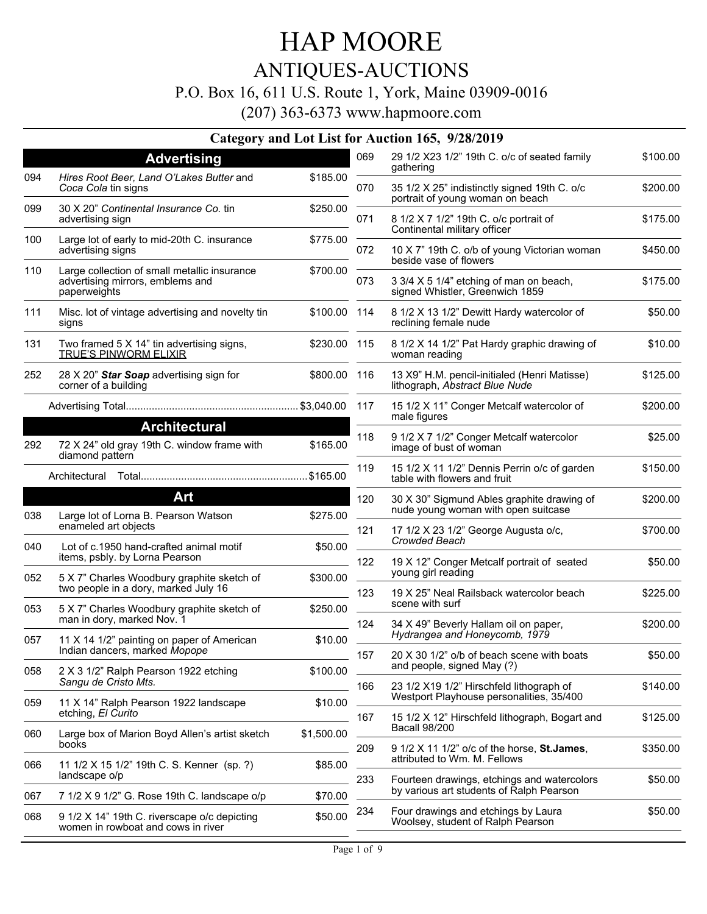# HAP MOORE

## ANTIQUES-AUCTIONS

P.O. Box 16, 611 U.S. Route 1, York, Maine 03909-0016

(207) 363-6373 www.hapmoore.com

### Category and Lot List for Auction 165, 9/28/2019

## Advertising

| Lot | Description | Price |
|---|---|---|
| 094 | *Hires Root Beer, Land O'Lakes Butter* and *Coca Cola* tin signs | $185.00 |
| 099 | 30 X 20" *Continental Insurance Co.* tin advertising sign | $250.00 |
| 100 | Large lot of early to mid-20th C. insurance advertising signs | $775.00 |
| 110 | Large collection of small metallic insurance advertising mirrors, emblems and paperweights | $700.00 |
| 111 | Misc. lot of vintage advertising and novelty tin signs | $100.00 |
| 131 | Two framed 5 X 14" tin advertising signs, <u>TRUE'S PINWORM ELIXIR</u> | $230.00 |
| 252 | 28 X 20" ***Star Soap*** advertising sign for corner of a building | $800.00 |

Advertising Total............................................................ $3,040.00

## Architectural

| Lot | Description | Price |
|---|---|---|
| 292 | 72 X 24" old gray 19th C. window frame with diamond pattern | $165.00 |

Architectural Total.......................................................... $165.00

## Art

| Lot | Description | Price |
|---|---|---|
| 038 | Large lot of Lorna B. Pearson Watson enameled art objects | $275.00 |
| 040 | Lot of c.1950 hand-crafted animal motif items, psbly. by Lorna Pearson | $50.00 |
| 052 | 5 X 7" Charles Woodbury graphite sketch of two people in a dory, marked July 16 | $300.00 |
| 053 | 5 X 7" Charles Woodbury graphite sketch of man in dory, marked Nov. 1 | $250.00 |
| 057 | 11 X 14 1/2" painting on paper of American Indian dancers, marked *Mopope* | $10.00 |
| 058 | 2 X 3 1/2" Ralph Pearson 1922 etching *Sangu de Cristo Mts.* | $100.00 |
| 059 | 11 X 14" Ralph Pearson 1922 landscape etching, *El Curito* | $10.00 |
| 060 | Large box of Marion Boyd Allen's artist sketch books | $1,500.00 |
| 066 | 11 1/2 X 15 1/2" 19th C. S. Kenner (sp. ?) landscape o/p | $85.00 |
| 067 | 7 1/2 X 9 1/2" G. Rose 19th C. landscape o/p | $70.00 |
| 068 | 9 1/2 X 14" 19th C. riverscape o/c depicting women in rowboat and cows in river | $50.00 |
| 069 | 29 1/2 X23 1/2" 19th C. o/c of seated family gathering | $100.00 |
| 070 | 35 1/2 X 25" indistinctly signed 19th C. o/c portrait of young woman on beach | $200.00 |
| 071 | 8 1/2 X 7 1/2" 19th C. o/c portrait of Continental military officer | $175.00 |
| 072 | 10 X 7" 19th C. o/b of young Victorian woman beside vase of flowers | $450.00 |
| 073 | 3 3/4 X 5 1/4" etching of man on beach, signed Whistler, Greenwich 1859 | $175.00 |
| 114 | 8 1/2 X 13 1/2" Dewitt Hardy watercolor of reclining female nude | $50.00 |
| 115 | 8 1/2 X 14 1/2" Pat Hardy graphic drawing of woman reading | $10.00 |
| 116 | 13 X9" H.M. pencil-initialed (Henri Matisse) lithograph, *Abstract Blue Nude* | $125.00 |
| 117 | 15 1/2 X 11" Conger Metcalf watercolor of male figures | $200.00 |
| 118 | 9 1/2 X 7 1/2" Conger Metcalf watercolor image of bust of woman | $25.00 |
| 119 | 15 1/2 X 11 1/2" Dennis Perrin o/c of garden table with flowers and fruit | $150.00 |
| 120 | 30 X 30" Sigmund Ables graphite drawing of nude young woman with open suitcase | $200.00 |
| 121 | 17 1/2 X 23 1/2" George Augusta o/c, *Crowded Beach* | $700.00 |
| 122 | 19 X 12" Conger Metcalf portrait of seated young girl reading | $50.00 |
| 123 | 19 X 25" Neal Railsback watercolor beach scene with surf | $225.00 |
| 124 | 34 X 49" Beverly Hallam oil on paper, *Hydrangea and Honeycomb, 1979* | $200.00 |
| 157 | 20 X 30 1/2" o/b of beach scene with boats and people, signed May (?) | $50.00 |
| 166 | 23 1/2 X19 1/2" Hirschfeld lithograph of Westport Playhouse personalities, 35/400 | $140.00 |
| 167 | 15 1/2 X 12" Hirschfeld lithograph, Bogart and Bacall 98/200 | $125.00 |
| 209 | 9 1/2 X 11 1/2" o/c of the horse, **St.James**, attributed to Wm. M. Fellows | $350.00 |
| 233 | Fourteen drawings, etchings and watercolors by various art students of Ralph Pearson | $50.00 |
| 234 | Four drawings and etchings by Laura Woolsey, student of Ralph Pearson | $50.00 |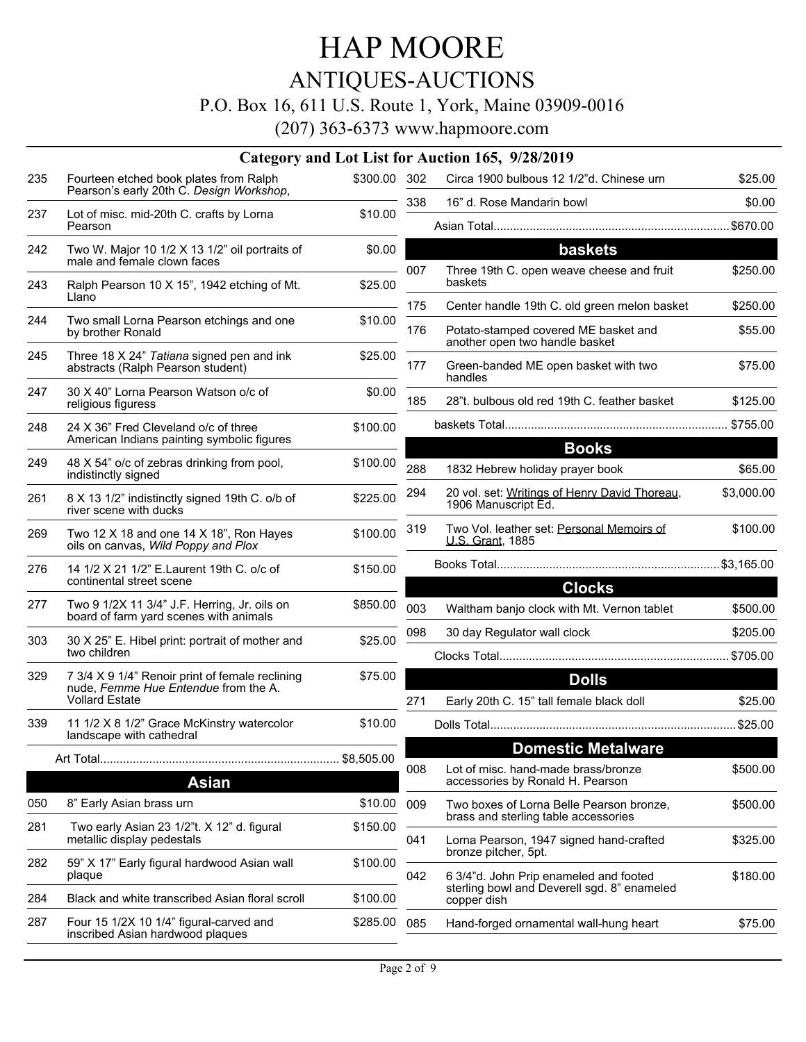# HAP MOORE

## ANTIQUES-AUCTIONS

P.O. Box 16, 611 U.S. Route 1, York, Maine 03909-0016

(207) 363-6373 www.hapmoore.com

### Category and Lot List for Auction 165, 9/28/2019

| Lot | Description | Price |
|---|---|---|
| 235 | Fourteen etched book plates from Ralph Pearson's early 20th C. *Design Workshop*, | $300.00 |
| 237 | Lot of misc. mid-20th C. crafts by Lorna Pearson | $10.00 |
| 242 | Two W. Major 10 1/2 X 13 1/2" oil portraits of male and female clown faces | $0.00 |
| 243 | Ralph Pearson 10 X 15", 1942 etching of Mt. Llano | $25.00 |
| 244 | Two small Lorna Pearson etchings and one by brother Ronald | $10.00 |
| 245 | Three 18 X 24" *Tatiana* signed pen and ink abstracts (Ralph Pearson student) | $25.00 |
| 247 | 30 X 40" Lorna Pearson Watson o/c of religious figuress | $0.00 |
| 248 | 24 X 36" Fred Cleveland o/c of three American Indians painting symbolic figures | $100.00 |
| 249 | 48 X 54" o/c of zebras drinking from pool, indistinctly signed | $100.00 |
| 261 | 8 X 13 1/2" indistinctly signed 19th C. o/b of river scene with ducks | $225.00 |
| 269 | Two 12 X 18 and one 14 X 18", Ron Hayes oils on canvas, *Wild Poppy and Plox* | $100.00 |
| 276 | 14 1/2 X 21 1/2" E.Laurent 19th C. o/c of continental street scene | $150.00 |
| 277 | Two 9 1/2X 11 3/4" J.F. Herring, Jr. oils on board of farm yard scenes with animals | $850.00 |
| 303 | 30 X 25" E. Hibel print: portrait of mother and two children | $25.00 |
| 329 | 7 3/4 X 9 1/4" Renoir print of female reclining nude, *Femme Hue Entendue* from the A. Vollard Estate | $75.00 |
| 339 | 11 1/2 X 8 1/2" Grace McKinstry watercolor landscape with cathedral | $10.00 |
| | Art Total | $8,505.00 |

## Asian

| Lot | Description | Price |
|---|---|---|
| 050 | 8" Early Asian brass urn | $10.00 |
| 281 | Two early Asian 23 1/2"t. X 12" d. figural metallic display pedestals | $150.00 |
| 282 | 59" X 17" Early figural hardwood Asian wall plaque | $100.00 |
| 284 | Black and white transcribed Asian floral scroll | $100.00 |
| 287 | Four 15 1/2X 10 1/4" figural-carved and inscribed Asian hardwood plaques | $285.00 |
| 302 | Circa 1900 bulbous 12 1/2"d. Chinese urn | $25.00 |
| 338 | 16" d. Rose Mandarin bowl | $0.00 |
| | Asian Total | $670.00 |

## baskets

| Lot | Description | Price |
|---|---|---|
| 007 | Three 19th C. open weave cheese and fruit baskets | $250.00 |
| 175 | Center handle 19th C. old green melon basket | $250.00 |
| 176 | Potato-stamped covered ME basket and another open two handle basket | $55.00 |
| 177 | Green-banded ME open basket with two handles | $75.00 |
| 185 | 28"t. bulbous old red 19th C. feather basket | $125.00 |
| | baskets Total | $755.00 |

## Books

| Lot | Description | Price |
|---|---|---|
| 288 | 1832 Hebrew holiday prayer book | $65.00 |
| 294 | 20 vol. set: Writings of Henry David Thoreau, 1906 Manuscript Ed. | $3,000.00 |
| 319 | Two Vol. leather set: Personal Memoirs of U.S. Grant, 1885 | $100.00 |
| | Books Total | $3,165.00 |

## Clocks

| Lot | Description | Price |
|---|---|---|
| 003 | Waltham banjo clock with Mt. Vernon tablet | $500.00 |
| 098 | 30 day Regulator wall clock | $205.00 |
| | Clocks Total | $705.00 |

## Dolls

| Lot | Description | Price |
|---|---|---|
| 271 | Early 20th C. 15" tall female black doll | $25.00 |
| | Dolls Total | $25.00 |

## Domestic Metalware

| Lot | Description | Price |
|---|---|---|
| 008 | Lot of misc. hand-made brass/bronze accessories by Ronald H. Pearson | $500.00 |
| 009 | Two boxes of Lorna Belle Pearson bronze, brass and sterling table accessories | $500.00 |
| 041 | Lorna Pearson, 1947 signed hand-crafted bronze pitcher, 5pt. | $325.00 |
| 042 | 6 3/4"d. John Prip enameled and footed sterling bowl and Deverell sgd. 8" enameled copper dish | $180.00 |
| 085 | Hand-forged ornamental wall-hung heart | $75.00 |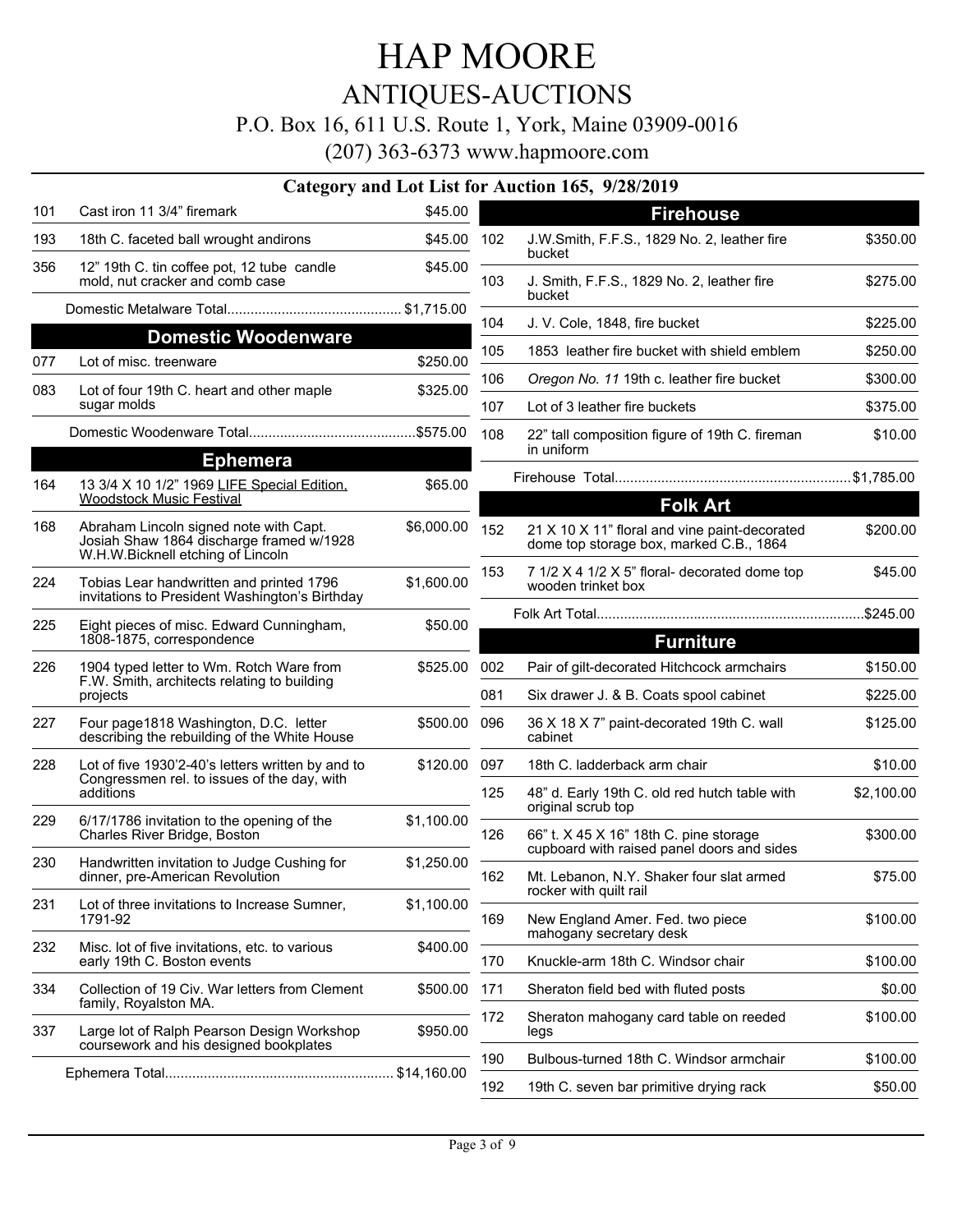# HAP MOORE

## ANTIQUES-AUCTIONS

P.O. Box 16, 611 U.S. Route 1, York, Maine 03909-0016

(207) 363-6373 www.hapmoore.com

### Category and Lot List for Auction 165, 9/28/2019

| Lot | Description | Price |
|---|---|---|
| 101 | Cast iron 11 3/4" firemark | $45.00 |
| 193 | 18th C. faceted ball wrought andirons | $45.00 |
| 356 | 12" 19th C. tin coffee pot, 12 tube candle mold, nut cracker and comb case | $45.00 |
| | Domestic Metalware Total | $1,715.00 |

### Domestic Woodenware

| Lot | Description | Price |
|---|---|---|
| 077 | Lot of misc. treenware | $250.00 |
| 083 | Lot of four 19th C. heart and other maple sugar molds | $325.00 |
| | Domestic Woodenware Total | $575.00 |

### Ephemera

| Lot | Description | Price |
|---|---|---|
| 164 | 13 3/4 X 10 1/2" 1969 LIFE Special Edition, Woodstock Music Festival | $65.00 |
| 168 | Abraham Lincoln signed note with Capt. Josiah Shaw 1864 discharge framed w/1928 W.H.W.Bicknell etching of Lincoln | $6,000.00 |
| 224 | Tobias Lear handwritten and printed 1796 invitations to President Washington's Birthday | $1,600.00 |
| 225 | Eight pieces of misc. Edward Cunningham, 1808-1875, correspondence | $50.00 |
| 226 | 1904 typed letter to Wm. Rotch Ware from F.W. Smith, architects relating to building projects | $525.00 |
| 227 | Four page1818 Washington, D.C. letter describing the rebuilding of the White House | $500.00 |
| 228 | Lot of five 1930'2-40's letters written by and to Congressmen rel. to issues of the day, with additions | $120.00 |
| 229 | 6/17/1786 invitation to the opening of the Charles River Bridge, Boston | $1,100.00 |
| 230 | Handwritten invitation to Judge Cushing for dinner, pre-American Revolution | $1,250.00 |
| 231 | Lot of three invitations to Increase Sumner, 1791-92 | $1,100.00 |
| 232 | Misc. lot of five invitations, etc. to various early 19th C. Boston events | $400.00 |
| 334 | Collection of 19 Civ. War letters from Clement family, Royalston MA. | $500.00 |
| 337 | Large lot of Ralph Pearson Design Workshop coursework and his designed bookplates | $950.00 |
| | Ephemera Total | $14,160.00 |

### Firehouse

| Lot | Description | Price |
|---|---|---|
| 102 | J.W.Smith, F.F.S., 1829 No. 2, leather fire bucket | $350.00 |
| 103 | J. Smith, F.F.S., 1829 No. 2, leather fire bucket | $275.00 |
| 104 | J. V. Cole, 1848, fire bucket | $225.00 |
| 105 | 1853 leather fire bucket with shield emblem | $250.00 |
| 106 | *Oregon No. 11* 19th c. leather fire bucket | $300.00 |
| 107 | Lot of 3 leather fire buckets | $375.00 |
| 108 | 22" tall composition figure of 19th C. fireman in uniform | $10.00 |
| | Firehouse Total | $1,785.00 |

### Folk Art

| Lot | Description | Price |
|---|---|---|
| 152 | 21 X 10 X 11" floral and vine paint-decorated dome top storage box, marked C.B., 1864 | $200.00 |
| 153 | 7 1/2 X 4 1/2 X 5" floral- decorated dome top wooden trinket box | $45.00 |
| | Folk Art Total | $245.00 |

### Furniture

| Lot | Description | Price |
|---|---|---|
| 002 | Pair of gilt-decorated Hitchcock armchairs | $150.00 |
| 081 | Six drawer J. & B. Coats spool cabinet | $225.00 |
| 096 | 36 X 18 X 7" paint-decorated 19th C. wall cabinet | $125.00 |
| 097 | 18th C. ladderback arm chair | $10.00 |
| 125 | 48" d. Early 19th C. old red hutch table with original scrub top | $2,100.00 |
| 126 | 66" t. X 45 X 16" 18th C. pine storage cupboard with raised panel doors and sides | $300.00 |
| 162 | Mt. Lebanon, N.Y. Shaker four slat armed rocker with quilt rail | $75.00 |
| 169 | New England Amer. Fed. two piece mahogany secretary desk | $100.00 |
| 170 | Knuckle-arm 18th C. Windsor chair | $100.00 |
| 171 | Sheraton field bed with fluted posts | $0.00 |
| 172 | Sheraton mahogany card table on reeded legs | $100.00 |
| 190 | Bulbous-turned 18th C. Windsor armchair | $100.00 |
| 192 | 19th C. seven bar primitive drying rack | $50.00 |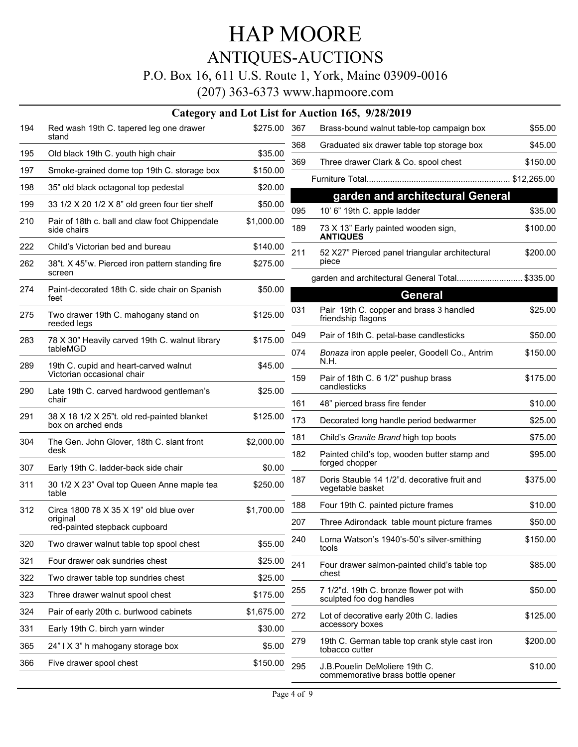# HAP MOORE

## ANTIQUES-AUCTIONS

P.O. Box 16, 611 U.S. Route 1, York, Maine 03909-0016

(207) 363-6373 www.hapmoore.com

### Category and Lot List for Auction 165, 9/28/2019

| Lot | Description | Price |
|---|---|---|
| 194 | Red wash 19th C. tapered leg one drawer stand | $275.00 |
| 195 | Old black 19th C. youth high chair | $35.00 |
| 197 | Smoke-grained dome top 19th C. storage box | $150.00 |
| 198 | 35" old black octagonal top pedestal | $20.00 |
| 199 | 33 1/2 X 20 1/2 X 8" old green four tier shelf | $50.00 |
| 210 | Pair of 18th c. ball and claw foot Chippendale side chairs | $1,000.00 |
| 222 | Child's Victorian bed and bureau | $140.00 |
| 262 | 38"t. X 45"w. Pierced iron pattern standing fire screen | $275.00 |
| 274 | Paint-decorated 18th C. side chair on Spanish feet | $50.00 |
| 275 | Two drawer 19th C. mahogany stand on reeded legs | $125.00 |
| 283 | 78 X 30" Heavily carved 19th C. walnut library tableMGD | $175.00 |
| 289 | 19th C. cupid and heart-carved walnut Victorian occasional chair | $45.00 |
| 290 | Late 19th C. carved hardwood gentleman's chair | $25.00 |
| 291 | 38 X 18 1/2 X 25"t. old red-painted blanket box on arched ends | $125.00 |
| 304 | The Gen. John Glover, 18th C. slant front desk | $2,000.00 |
| 307 | Early 19th C. ladder-back side chair | $0.00 |
| 311 | 30 1/2 X 23" Oval top Queen Anne maple tea table | $250.00 |
| 312 | Circa 1800 78 X 35 X 19" old blue over original red-painted stepback cupboard | $1,700.00 |
| 320 | Two drawer walnut table top spool chest | $55.00 |
| 321 | Four drawer oak sundries chest | $25.00 |
| 322 | Two drawer table top sundries chest | $25.00 |
| 323 | Three drawer walnut spool chest | $175.00 |
| 324 | Pair of early 20th c. burlwood cabinets | $1,675.00 |
| 331 | Early 19th C. birch yarn winder | $30.00 |
| 365 | 24" l X 3" h mahogany storage box | $5.00 |
| 366 | Five drawer spool chest | $150.00 |
| 367 | Brass-bound walnut table-top campaign box | $55.00 |
| 368 | Graduated six drawer table top storage box | $45.00 |
| 369 | Three drawer Clark & Co. spool chest | $150.00 |

Furniture Total............................................................ $12,265.00

### garden and architectural General

| Lot | Description | Price |
|---|---|---|
| 095 | 10' 6" 19th C. apple ladder | $35.00 |
| 189 | 73 X 13" Early painted wooden sign, **ANTIQUES** | $100.00 |
| 211 | 52 X27" Pierced panel triangular architectural piece | $200.00 |

garden and architectural General Total........................... $335.00

### General

| Lot | Description | Price |
|---|---|---|
| 031 | Pair 19th C. copper and brass 3 handled friendship flagons | $25.00 |
| 049 | Pair of 18th C. petal-base candlesticks | $50.00 |
| 074 | *Bonaza* iron apple peeler, Goodell Co., Antrim N.H. | $150.00 |
| 159 | Pair of 18th C. 6 1/2" pushup brass candlesticks | $175.00 |
| 161 | 48" pierced brass fire fender | $10.00 |
| 173 | Decorated long handle period bedwarmer | $25.00 |
| 181 | Child's *Granite Brand* high top boots | $75.00 |
| 182 | Painted child's top, wooden butter stamp and forged chopper | $95.00 |
| 187 | Doris Stauble 14 1/2"d. decorative fruit and vegetable basket | $375.00 |
| 188 | Four 19th C. painted picture frames | $10.00 |
| 207 | Three Adirondack table mount picture frames | $50.00 |
| 240 | Lorna Watson's 1940's-50's silver-smithing tools | $150.00 |
| 241 | Four drawer salmon-painted child's table top chest | $85.00 |
| 255 | 7 1/2"d. 19th C. bronze flower pot with sculpted foo dog handles | $50.00 |
| 272 | Lot of decorative early 20th C. ladies accessory boxes | $125.00 |
| 279 | 19th C. German table top crank style cast iron tobacco cutter | $200.00 |
| 295 | J.B.Pouelin DeMoliere 19th C. commemorative brass bottle opener | $10.00 |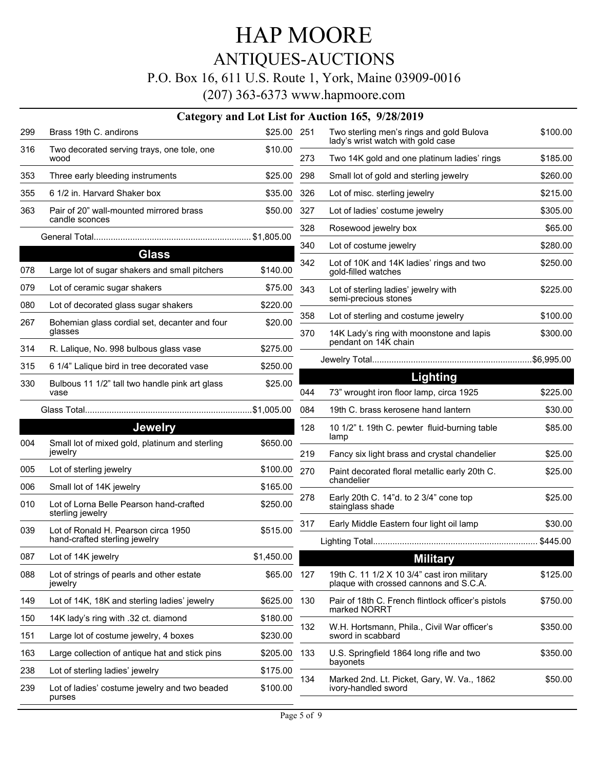# HAP MOORE

## ANTIQUES-AUCTIONS

P.O. Box 16, 611 U.S. Route 1, York, Maine 03909-0016

(207) 363-6373 www.hapmoore.com

### Category and Lot List for Auction 165, 9/28/2019

| Lot | Description | Price |
|---|---|---|
| 299 | Brass 19th C. andirons | $25.00 |
| 316 | Two decorated serving trays, one tole, one wood | $10.00 |
| 353 | Three early bleeding instruments | $25.00 |
| 355 | 6 1/2 in. Harvard Shaker box | $35.00 |
| 363 | Pair of 20" wall-mounted mirrored brass candle sconces | $50.00 |
| | General Total | $1,805.00 |

## Glass

| Lot | Description | Price |
|---|---|---|
| 078 | Large lot of sugar shakers and small pitchers | $140.00 |
| 079 | Lot of ceramic sugar shakers | $75.00 |
| 080 | Lot of decorated glass sugar shakers | $220.00 |
| 267 | Bohemian glass cordial set, decanter and four glasses | $20.00 |
| 314 | R. Lalique, No. 998 bulbous glass vase | $275.00 |
| 315 | 6 1/4" Lalique bird in tree decorated vase | $250.00 |
| 330 | Bulbous 11 1/2" tall two handle pink art glass vase | $25.00 |
| | Glass Total | $1,005.00 |

## Jewelry

| Lot | Description | Price |
|---|---|---|
| 004 | Small lot of mixed gold, platinum and sterling jewelry | $650.00 |
| 005 | Lot of sterling jewelry | $100.00 |
| 006 | Small lot of 14K jewelry | $165.00 |
| 010 | Lot of Lorna Belle Pearson hand-crafted sterling jewelry | $250.00 |
| 039 | Lot of Ronald H. Pearson circa 1950 hand-crafted sterling jewelry | $515.00 |
| 087 | Lot of 14K jewelry | $1,450.00 |
| 088 | Lot of strings of pearls and other estate jewelry | $65.00 |
| 149 | Lot of 14K, 18K and sterling ladies' jewelry | $625.00 |
| 150 | 14K lady's ring with .32 ct. diamond | $180.00 |
| 151 | Large lot of costume jewelry, 4 boxes | $230.00 |
| 163 | Large collection of antique hat and stick pins | $205.00 |
| 238 | Lot of sterling ladies' jewelry | $175.00 |
| 239 | Lot of ladies' costume jewelry and two beaded purses | $100.00 |
| 251 | Two sterling men's rings and gold Bulova lady's wrist watch with gold case | $100.00 |
| 273 | Two 14K gold and one platinum ladies' rings | $185.00 |
| 298 | Small lot of gold and sterling jewelry | $260.00 |
| 326 | Lot of misc. sterling jewelry | $215.00 |
| 327 | Lot of ladies' costume jewelry | $305.00 |
| 328 | Rosewood jewelry box | $65.00 |
| 340 | Lot of costume jewelry | $280.00 |
| 342 | Lot of 10K and 14K ladies' rings and two gold-filled watches | $250.00 |
| 343 | Lot of sterling ladies' jewelry with semi-precious stones | $225.00 |
| 358 | Lot of sterling and costume jewelry | $100.00 |
| 370 | 14K Lady's ring with moonstone and lapis pendant on 14K chain | $300.00 |
| | Jewelry Total | $6,995.00 |

## Lighting

| Lot | Description | Price |
|---|---|---|
| 044 | 73" wrought iron floor lamp, circa 1925 | $225.00 |
| 084 | 19th C. brass kerosene hand lantern | $30.00 |
| 128 | 10 1/2" t. 19th C. pewter fluid-burning table lamp | $85.00 |
| 219 | Fancy six light brass and crystal chandelier | $25.00 |
| 270 | Paint decorated floral metallic early 20th C. chandelier | $25.00 |
| 278 | Early 20th C. 14"d. to 2 3/4" cone top stainglass shade | $25.00 |
| 317 | Early Middle Eastern four light oil lamp | $30.00 |
| | Lighting Total | $445.00 |

## Military

| Lot | Description | Price |
|---|---|---|
| 127 | 19th C. 11 1/2 X 10 3/4" cast iron military plaque with crossed cannons and S.C.A. | $125.00 |
| 130 | Pair of 18th C. French flintlock officer's pistols marked NORRT | $750.00 |
| 132 | W.H. Hortsmann, Phila., Civil War officer's sword in scabbard | $350.00 |
| 133 | U.S. Springfield 1864 long rifle and two bayonets | $350.00 |
| 134 | Marked 2nd. Lt. Picket, Gary, W. Va., 1862 ivory-handled sword | $50.00 |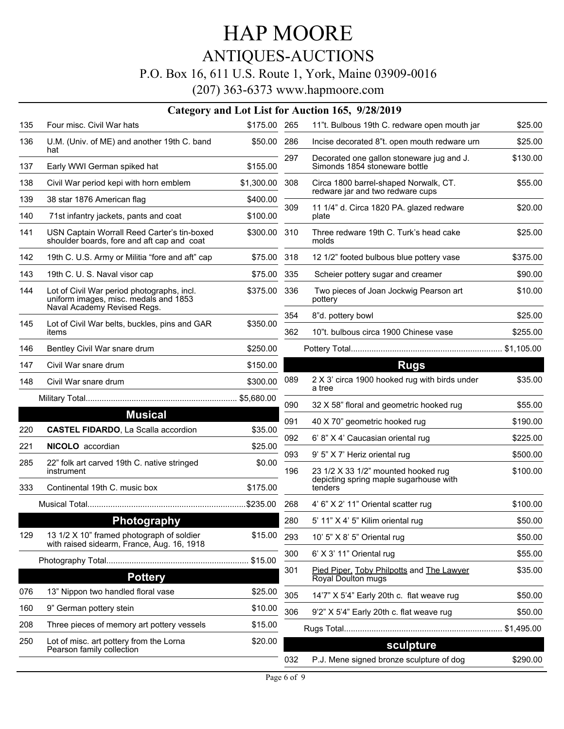# HAP MOORE

## ANTIQUES-AUCTIONS

P.O. Box 16, 611 U.S. Route 1, York, Maine 03909-0016

(207) 363-6373 www.hapmoore.com

### Category and Lot List for Auction 165, 9/28/2019

| Lot | Description | Price |
|---|---|---|
| 135 | Four misc. Civil War hats | $175.00 |
| 136 | U.M. (Univ. of ME) and another 19th C. band hat | $50.00 |
| 137 | Early WWI German spiked hat | $155.00 |
| 138 | Civil War period kepi with horn emblem | $1,300.00 |
| 139 | 38 star 1876 American flag | $400.00 |
| 140 | 71st infantry jackets, pants and coat | $100.00 |
| 141 | USN Captain Worrall Reed Carter's tin-boxed shoulder boards, fore and aft cap and coat | $300.00 |
| 142 | 19th C. U.S. Army or Militia "fore and aft" cap | $75.00 |
| 143 | 19th C. U. S. Naval visor cap | $75.00 |
| 144 | Lot of Civil War period photographs, incl. uniform images, misc. medals and 1853 Naval Academy Revised Regs. | $375.00 |
| 145 | Lot of Civil War belts, buckles, pins and GAR items | $350.00 |
| 146 | Bentley Civil War snare drum | $250.00 |
| 147 | Civil War snare drum | $150.00 |
| 148 | Civil War snare drum | $300.00 |
| | Military Total | $5,680.00 |

### Musical

| Lot | Description | Price |
|---|---|---|
| 220 | **CASTEL FIDARDO**, La Scalla accordion | $35.00 |
| 221 | **NICOLO** accordian | $25.00 |
| 285 | 22" folk art carved 19th C. native stringed instrument | $0.00 |
| 333 | Continental 19th C. music box | $175.00 |
| | Musical Total | $235.00 |

### Photography

| Lot | Description | Price |
|---|---|---|
| 129 | 13 1/2 X 10" framed photograph of soldier with raised sidearm, France, Aug. 16, 1918 | $15.00 |
| | Photography Total | $15.00 |

### Pottery

| Lot | Description | Price |
|---|---|---|
| 076 | 13" Nippon two handled floral vase | $25.00 |
| 160 | 9" German pottery stein | $10.00 |
| 208 | Three pieces of memory art pottery vessels | $15.00 |
| 250 | Lot of misc. art pottery from the Lorna Pearson family collection | $20.00 |
| 265 | 11"t. Bulbous 19th C. redware open mouth jar | $25.00 |
| 286 | Incise decorated 8"t. open mouth redware urn | $25.00 |
| 297 | Decorated one gallon stoneware jug and J. Simonds 1854 stoneware bottle | $130.00 |
| 308 | Circa 1800 barrel-shaped Norwalk, CT. redware jar and two redware cups | $55.00 |
| 309 | 11 1/4" d. Circa 1820 PA. glazed redware plate | $20.00 |
| 310 | Three redware 19th C. Turk's head cake molds | $25.00 |
| 318 | 12 1/2" footed bulbous blue pottery vase | $375.00 |
| 335 | Scheier pottery sugar and creamer | $90.00 |
| 336 | Two pieces of Joan Jockwig Pearson art pottery | $10.00 |
| 354 | 8"d. pottery bowl | $25.00 |
| 362 | 10"t. bulbous circa 1900 Chinese vase | $255.00 |
| | Pottery Total | $1,105.00 |

### Rugs

| Lot | Description | Price |
|---|---|---|
| 089 | 2 X 3' circa 1900 hooked rug with birds under a tree | $35.00 |
| 090 | 32 X 58" floral and geometric hooked rug | $55.00 |
| 091 | 40 X 70" geometric hooked rug | $190.00 |
| 092 | 6' 8" X 4' Caucasian oriental rug | $225.00 |
| 093 | 9' 5" X 7' Heriz oriental rug | $500.00 |
| 196 | 23 1/2 X 33 1/2" mounted hooked rug depicting spring maple sugarhouse with tenders | $100.00 |
| 268 | 4' 6" X 2' 11" Oriental scatter rug | $100.00 |
| 280 | 5' 11" X 4' 5" Kilim oriental rug | $50.00 |
| 293 | 10' 5" X 8' 5" Oriental rug | $50.00 |
| 300 | 6' X 3' 11" Oriental rug | $55.00 |
| 301 | Pied Piper, Toby Philpotts and The Lawyer Royal Doulton mugs | $35.00 |
| 305 | 14'7" X 5'4" Early 20th c. flat weave rug | $50.00 |
| 306 | 9'2" X 5'4" Early 20th c. flat weave rug | $50.00 |
| | Rugs Total | $1,495.00 |

### sculpture

| Lot | Description | Price |
|---|---|---|
| 032 | P.J. Mene signed bronze sculpture of dog | $290.00 |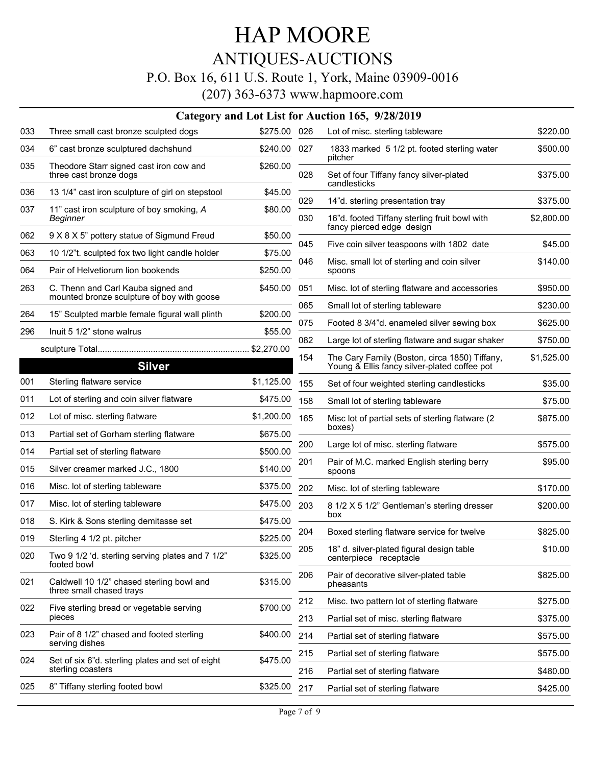# HAP MOORE
## ANTIQUES-AUCTIONS
P.O. Box 16, 611 U.S. Route 1, York, Maine 03909-0016

(207) 363-6373 www.hapmoore.com

### Category and Lot List for Auction 165, 9/28/2019

| Lot | Description | Price |
|---|---|---|
| 033 | Three small cast bronze sculpted dogs | $275.00 |
| 034 | 6" cast bronze sculptured dachshund | $240.00 |
| 035 | Theodore Starr signed cast iron cow and three cast bronze dogs | $260.00 |
| 036 | 13 1/4" cast iron sculpture of girl on stepstool | $45.00 |
| 037 | 11" cast iron sculpture of boy smoking, *A Beginner* | $80.00 |
| 062 | 9 X 8 X 5" pottery statue of Sigmund Freud | $50.00 |
| 063 | 10 1/2"t. sculpted fox two light candle holder | $75.00 |
| 064 | Pair of Helvetiorum lion bookends | $250.00 |
| 263 | C. Thenn and Carl Kauba signed and mounted bronze sculpture of boy with goose | $450.00 |
| 264 | 15" Sculpted marble female figural wall plinth | $200.00 |
| 296 | Inuit 5 1/2" stone walrus | $55.00 |
| | sculpture Total | $2,270.00 |

### Silver

| Lot | Description | Price |
|---|---|---|
| 001 | Sterling flatware service | $1,125.00 |
| 011 | Lot of sterling and coin silver flatware | $475.00 |
| 012 | Lot of misc. sterling flatware | $1,200.00 |
| 013 | Partial set of Gorham sterling flatware | $675.00 |
| 014 | Partial set of sterling flatware | $500.00 |
| 015 | Silver creamer marked J.C., 1800 | $140.00 |
| 016 | Misc. lot of sterling tableware | $375.00 |
| 017 | Misc. lot of sterling tableware | $475.00 |
| 018 | S. Kirk & Sons sterling demitasse set | $475.00 |
| 019 | Sterling 4 1/2 pt. pitcher | $225.00 |
| 020 | Two 9 1/2 'd. sterling serving plates and 7 1/2" footed bowl | $325.00 |
| 021 | Caldwell 10 1/2" chased sterling bowl and three small chased trays | $315.00 |
| 022 | Five sterling bread or vegetable serving pieces | $700.00 |
| 023 | Pair of 8 1/2" chased and footed sterling serving dishes | $400.00 |
| 024 | Set of six 6"d. sterling plates and set of eight sterling coasters | $475.00 |
| 025 | 8" Tiffany sterling footed bowl | $325.00 |
| 026 | Lot of misc. sterling tableware | $220.00 |
| 027 | 1833 marked 5 1/2 pt. footed sterling water pitcher | $500.00 |
| 028 | Set of four Tiffany fancy silver-plated candlesticks | $375.00 |
| 029 | 14"d. sterling presentation tray | $375.00 |
| 030 | 16"d. footed Tiffany sterling fruit bowl with fancy pierced edge design | $2,800.00 |
| 045 | Five coin silver teaspoons with 1802 date | $45.00 |
| 046 | Misc. small lot of sterling and coin silver spoons | $140.00 |
| 051 | Misc. lot of sterling flatware and accessories | $950.00 |
| 065 | Small lot of sterling tableware | $230.00 |
| 075 | Footed 8 3/4"d. enameled silver sewing box | $625.00 |
| 082 | Large lot of sterling flatware and sugar shaker | $750.00 |
| 154 | The Cary Family (Boston, circa 1850) Tiffany, Young & Ellis fancy silver-plated coffee pot | $1,525.00 |
| 155 | Set of four weighted sterling candlesticks | $35.00 |
| 158 | Small lot of sterling tableware | $75.00 |
| 165 | Misc lot of partial sets of sterling flatware (2 boxes) | $875.00 |
| 200 | Large lot of misc. sterling flatware | $575.00 |
| 201 | Pair of M.C. marked English sterling berry spoons | $95.00 |
| 202 | Misc. lot of sterling tableware | $170.00 |
| 203 | 8 1/2 X 5 1/2" Gentleman's sterling dresser box | $200.00 |
| 204 | Boxed sterling flatware service for twelve | $825.00 |
| 205 | 18" d. silver-plated figural design table centerpiece receptacle | $10.00 |
| 206 | Pair of decorative silver-plated table pheasants | $825.00 |
| 212 | Misc. two pattern lot of sterling flatware | $275.00 |
| 213 | Partial set of misc. sterling flatware | $375.00 |
| 214 | Partial set of sterling flatware | $575.00 |
| 215 | Partial set of sterling flatware | $575.00 |
| 216 | Partial set of sterling flatware | $480.00 |
| 217 | Partial set of sterling flatware | $425.00 |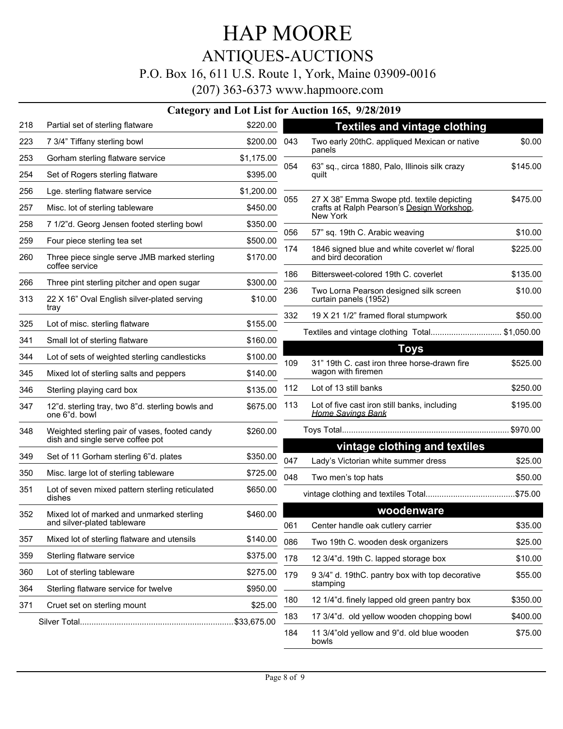# HAP MOORE

## ANTIQUES-AUCTIONS

P.O. Box 16, 611 U.S. Route 1, York, Maine 03909-0016

(207) 363-6373 www.hapmoore.com

### Category and Lot List for Auction 165, 9/28/2019

| | | |
|---|---|---|
| 218 | Partial set of sterling flatware | $220.00 |
| 223 | 7 3/4" Tiffany sterling bowl | $200.00 |
| 253 | Gorham sterling flatware service | $1,175.00 |
| 254 | Set of Rogers sterling flatware | $395.00 |
| 256 | Lge. sterling flatware service | $1,200.00 |
| 257 | Misc. lot of sterling tableware | $450.00 |
| 258 | 7 1/2"d. Georg Jensen footed sterling bowl | $350.00 |
| 259 | Four piece sterling tea set | $500.00 |
| 260 | Three piece single serve JMB marked sterling coffee service | $170.00 |
| 266 | Three pint sterling pitcher and open sugar | $300.00 |
| 313 | 22 X 16" Oval English silver-plated serving tray | $10.00 |
| 325 | Lot of misc. sterling flatware | $155.00 |
| 341 | Small lot of sterling flatware | $160.00 |
| 344 | Lot of sets of weighted sterling candlesticks | $100.00 |
| 345 | Mixed lot of sterling salts and peppers | $140.00 |
| 346 | Sterling playing card box | $135.00 |
| 347 | 12"d. sterling tray, two 8"d. sterling bowls and one 6"d. bowl | $675.00 |
| 348 | Weighted sterling pair of vases, footed candy dish and single serve coffee pot | $260.00 |
| 349 | Set of 11 Gorham sterling 6"d. plates | $350.00 |
| 350 | Misc. large lot of sterling tableware | $725.00 |
| 351 | Lot of seven mixed pattern sterling reticulated dishes | $650.00 |
| 352 | Mixed lot of marked and unmarked sterling and silver-plated tableware | $460.00 |
| 357 | Mixed lot of sterling flatware and utensils | $140.00 |
| 359 | Sterling flatware service | $375.00 |
| 360 | Lot of sterling tableware | $275.00 |
| 364 | Sterling flatware service for twelve | $950.00 |
| 371 | Cruet set on sterling mount | $25.00 |

Silver Total.................................................................. $33,675.00

## Textiles and vintage clothing

| | | |
|---|---|---|
| 043 | Two early 20thC. appliqued Mexican or native panels | $0.00 |
| 054 | 63" sq., circa 1880, Palo, Illinois silk crazy quilt | $145.00 |
| 055 | 27 X 38" Emma Swope ptd. textile depicting crafts at Ralph Pearson's Design Workshop, New York | $475.00 |
| 056 | 57" sq. 19th C. Arabic weaving | $10.00 |
| 174 | 1846 signed blue and white coverlet w/ floral and bird decoration | $225.00 |
| 186 | Bittersweet-colored 19th C. coverlet | $135.00 |
| 236 | Two Lorna Pearson designed silk screen curtain panels (1952) | $10.00 |
| 332 | 19 X 21 1/2" framed floral stumpwork | $50.00 |

Textiles and vintage clothing Total............................... $1,050.00

## Toys

| | | |
|---|---|---|
| 109 | 31" 19th C. cast iron three horse-drawn fire wagon with firemen | $525.00 |
| 112 | Lot of 13 still banks | $250.00 |
| 113 | Lot of five cast iron still banks, including *Home Savings Bank* | $195.00 |

Toys Total........................................................................ $970.00

## vintage clothing and textiles

| | | |
|---|---|---|
| 047 | Lady's Victorian white summer dress | $25.00 |
| 048 | Two men's top hats | $50.00 |

vintage clothing and textiles Total......................................$75.00

## woodenware

| | | |
|---|---|---|
| 061 | Center handle oak cutlery carrier | $35.00 |
| 086 | Two 19th C. wooden desk organizers | $25.00 |
| 178 | 12 3/4"d. 19th C. lapped storage box | $10.00 |
| 179 | 9 3/4" d. 19thC. pantry box with top decorative stamping | $55.00 |
| 180 | 12 1/4"d. finely lapped old green pantry box | $350.00 |
| 183 | 17 3/4"d. old yellow wooden chopping bowl | $400.00 |
| 184 | 11 3/4"old yellow and 9"d. old blue wooden bowls | $75.00 |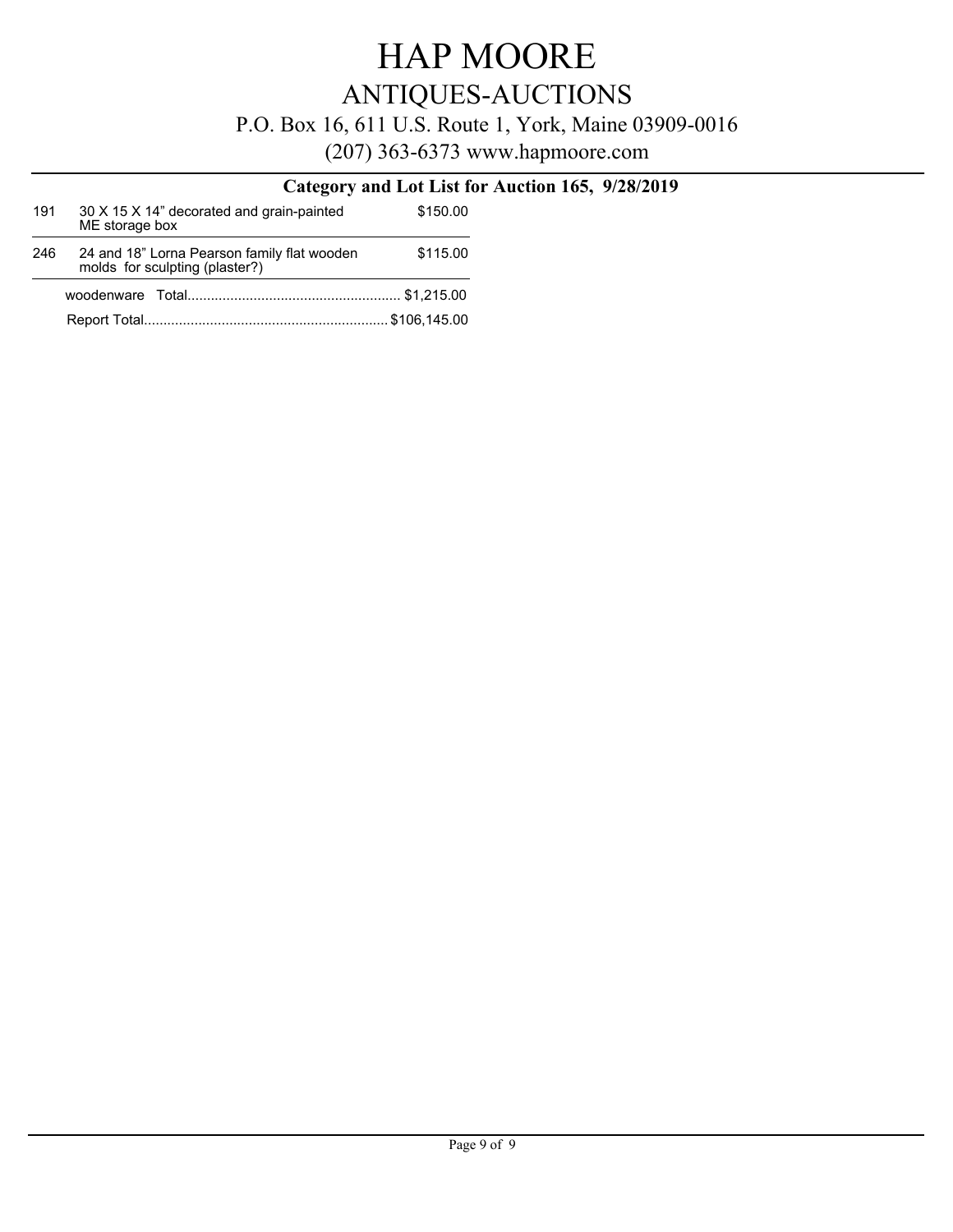# HAP MOORE

## ANTIQUES-AUCTIONS

P.O. Box 16, 611 U.S. Route 1, York, Maine 03909-0016

(207) 363-6373 www.hapmoore.com

### Category and Lot List for Auction 165, 9/28/2019

| | | |
|---|---|---|
| 191 | 30 X 15 X 14" decorated and grain-painted ME storage box | $150.00 |
| 246 | 24 and 18" Lorna Pearson family flat wooden molds for sculpting (plaster?) | $115.00 |

woodenware Total....................................................... $1,215.00

Report Total.............................................................. $106,145.00